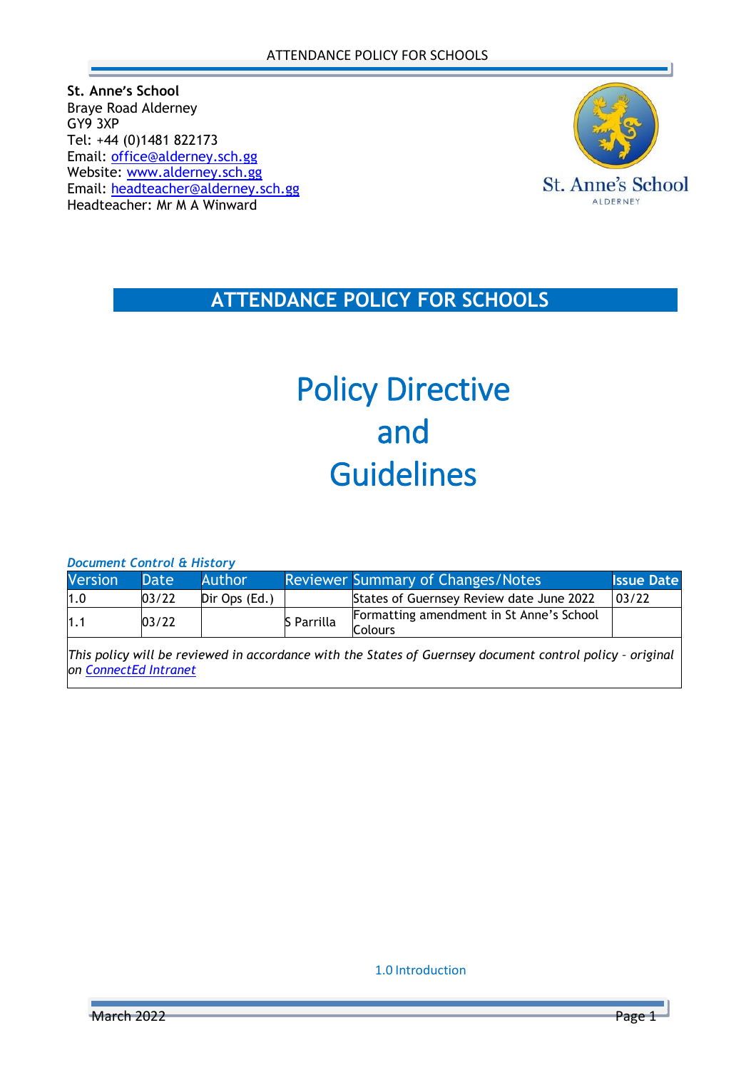**St. Anne's School**
Braye Road Alderney
GY9 3XP
Tel: +44 (0)1481 822173
Email: office@alderney.sch.gg
Website: www.alderney.sch.gg
Email: headteacher@alderney.sch.gg
Headteacher: Mr M A Winward

St. Anne's School
ALDERNEY

# ATTENDANCE POLICY FOR SCHOOLS

# Policy Directive and Guidelines

***Document Control & History***

| Version | Date | Author | Reviewer | Summary of Changes/Notes | Issue Date |
|---|---|---|---|---|---|
| 1.0 | 03/22 | Dir Ops (Ed.) | | States of Guernsey Review date June 2022 | 03/22 |
| 1.1 | 03/22 | | S Parrilla | Formatting amendment in St Anne's School Colours | |

*This policy will be reviewed in accordance with the States of Guernsey document control policy – original on ConnectEd Intranet*

1.0 Introduction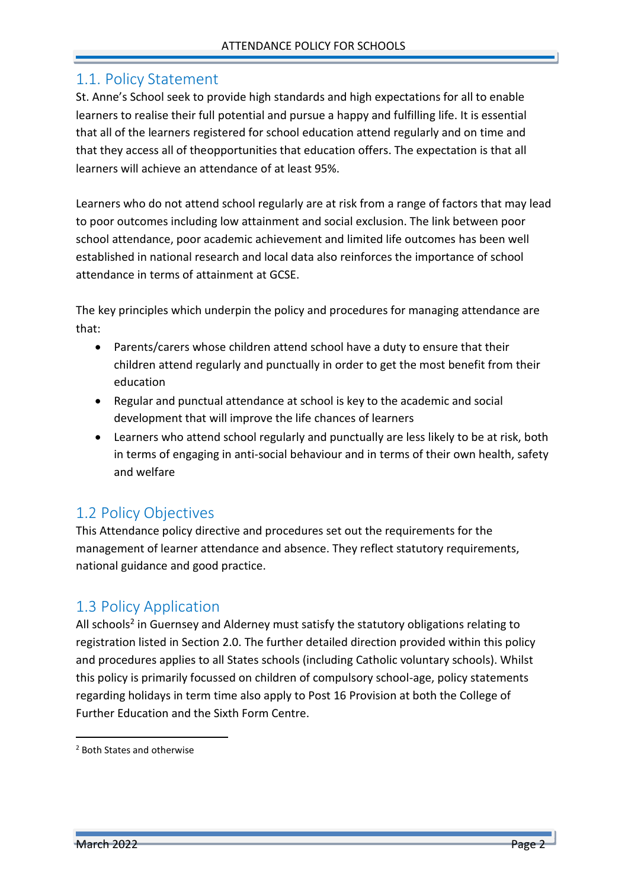## 1.1. Policy Statement

St. Anne's School seek to provide high standards and high expectations for all to enable learners to realise their full potential and pursue a happy and fulfilling life. It is essential that all of the learners registered for school education attend regularly and on time and that they access all of theopportunities that education offers. The expectation is that all learners will achieve an attendance of at least 95%.

Learners who do not attend school regularly are at risk from a range of factors that may lead to poor outcomes including low attainment and social exclusion. The link between poor school attendance, poor academic achievement and limited life outcomes has been well established in national research and local data also reinforces the importance of school attendance in terms of attainment at GCSE.

The key principles which underpin the policy and procedures for managing attendance are that:

- Parents/carers whose children attend school have a duty to ensure that their children attend regularly and punctually in order to get the most benefit from their education
- Regular and punctual attendance at school is key to the academic and social development that will improve the life chances of learners
- Learners who attend school regularly and punctually are less likely to be at risk, both in terms of engaging in anti-social behaviour and in terms of their own health, safety and welfare

## 1.2 Policy Objectives

This Attendance policy directive and procedures set out the requirements for the management of learner attendance and absence. They reflect statutory requirements, national guidance and good practice.

## 1.3 Policy Application

All schools[2] in Guernsey and Alderney must satisfy the statutory obligations relating to registration listed in Section 2.0. The further detailed direction provided within this policy and procedures applies to all States schools (including Catholic voluntary schools). Whilst this policy is primarily focussed on children of compulsory school-age, policy statements regarding holidays in term time also apply to Post 16 Provision at both the College of Further Education and the Sixth Form Centre.

[2] Both States and otherwise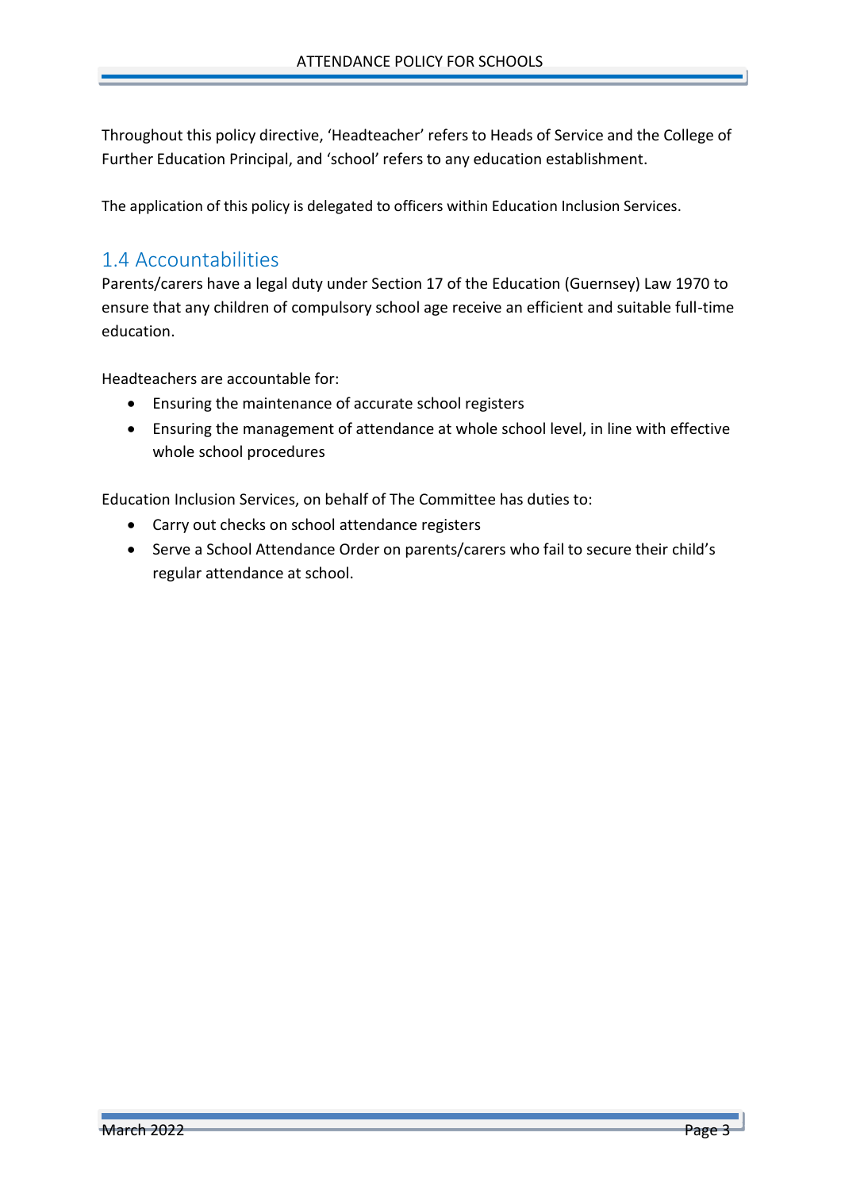Throughout this policy directive, 'Headteacher' refers to Heads of Service and the College of Further Education Principal, and 'school' refers to any education establishment.

The application of this policy is delegated to officers within Education Inclusion Services.

## 1.4 Accountabilities

Parents/carers have a legal duty under Section 17 of the Education (Guernsey) Law 1970 to ensure that any children of compulsory school age receive an efficient and suitable full-time education.

Headteachers are accountable for:

- Ensuring the maintenance of accurate school registers
- Ensuring the management of attendance at whole school level, in line with effective whole school procedures

Education Inclusion Services, on behalf of The Committee has duties to:

- Carry out checks on school attendance registers
- Serve a School Attendance Order on parents/carers who fail to secure their child's regular attendance at school.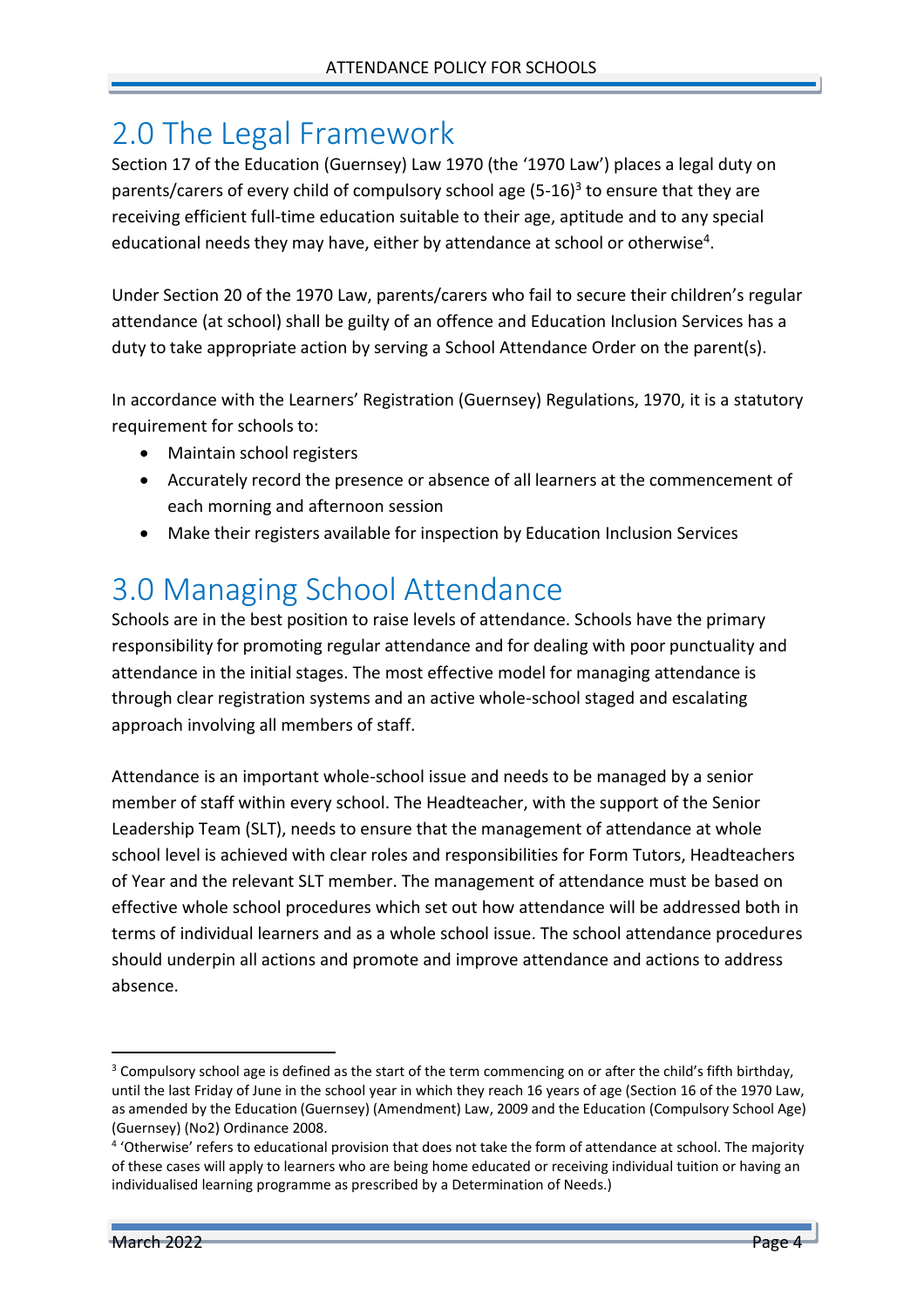## 2.0 The Legal Framework

Section 17 of the Education (Guernsey) Law 1970 (the '1970 Law') places a legal duty on parents/carers of every child of compulsory school age (5-16)[3] to ensure that they are receiving efficient full-time education suitable to their age, aptitude and to any special educational needs they may have, either by attendance at school or otherwise[4].

Under Section 20 of the 1970 Law, parents/carers who fail to secure their children's regular attendance (at school) shall be guilty of an offence and Education Inclusion Services has a duty to take appropriate action by serving a School Attendance Order on the parent(s).

In accordance with the Learners' Registration (Guernsey) Regulations, 1970, it is a statutory requirement for schools to:

- Maintain school registers
- Accurately record the presence or absence of all learners at the commencement of each morning and afternoon session
- Make their registers available for inspection by Education Inclusion Services

## 3.0 Managing School Attendance

Schools are in the best position to raise levels of attendance. Schools have the primary responsibility for promoting regular attendance and for dealing with poor punctuality and attendance in the initial stages. The most effective model for managing attendance is through clear registration systems and an active whole-school staged and escalating approach involving all members of staff.

Attendance is an important whole-school issue and needs to be managed by a senior member of staff within every school. The Headteacher, with the support of the Senior Leadership Team (SLT), needs to ensure that the management of attendance at whole school level is achieved with clear roles and responsibilities for Form Tutors, Headteachers of Year and the relevant SLT member. The management of attendance must be based on effective whole school procedures which set out how attendance will be addressed both in terms of individual learners and as a whole school issue. The school attendance procedures should underpin all actions and promote and improve attendance and actions to address absence.

---

[3] Compulsory school age is defined as the start of the term commencing on or after the child's fifth birthday, until the last Friday of June in the school year in which they reach 16 years of age (Section 16 of the 1970 Law, as amended by the Education (Guernsey) (Amendment) Law, 2009 and the Education (Compulsory School Age) (Guernsey) (No2) Ordinance 2008.

[4] 'Otherwise' refers to educational provision that does not take the form of attendance at school. The majority of these cases will apply to learners who are being home educated or receiving individual tuition or having an individualised learning programme as prescribed by a Determination of Needs.)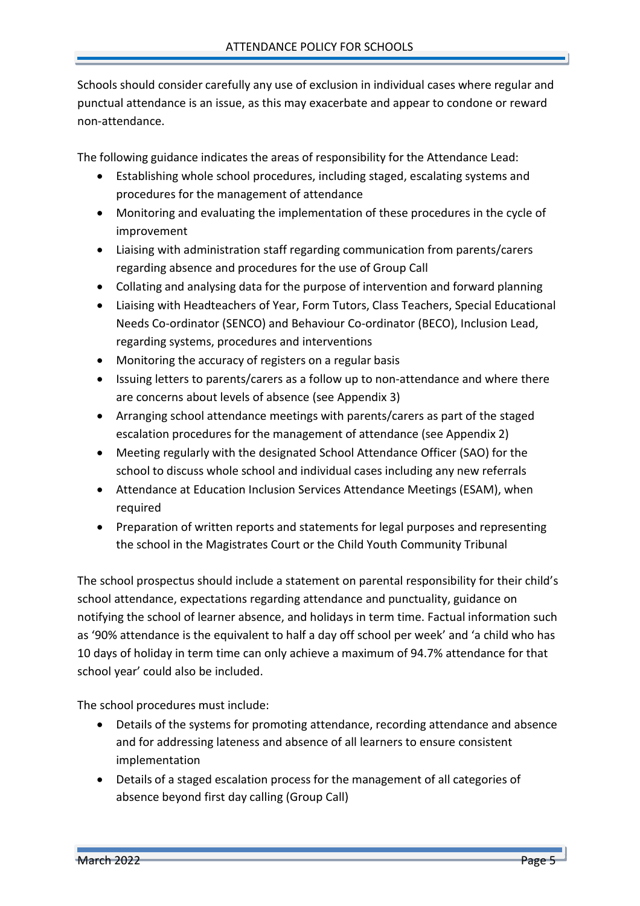Schools should consider carefully any use of exclusion in individual cases where regular and punctual attendance is an issue, as this may exacerbate and appear to condone or reward non-attendance.

The following guidance indicates the areas of responsibility for the Attendance Lead:

- Establishing whole school procedures, including staged, escalating systems and procedures for the management of attendance
- Monitoring and evaluating the implementation of these procedures in the cycle of improvement
- Liaising with administration staff regarding communication from parents/carers regarding absence and procedures for the use of Group Call
- Collating and analysing data for the purpose of intervention and forward planning
- Liaising with Headteachers of Year, Form Tutors, Class Teachers, Special Educational Needs Co-ordinator (SENCO) and Behaviour Co-ordinator (BECO), Inclusion Lead, regarding systems, procedures and interventions
- Monitoring the accuracy of registers on a regular basis
- Issuing letters to parents/carers as a follow up to non-attendance and where there are concerns about levels of absence (see Appendix 3)
- Arranging school attendance meetings with parents/carers as part of the staged escalation procedures for the management of attendance (see Appendix 2)
- Meeting regularly with the designated School Attendance Officer (SAO) for the school to discuss whole school and individual cases including any new referrals
- Attendance at Education Inclusion Services Attendance Meetings (ESAM), when required
- Preparation of written reports and statements for legal purposes and representing the school in the Magistrates Court or the Child Youth Community Tribunal

The school prospectus should include a statement on parental responsibility for their child's school attendance, expectations regarding attendance and punctuality, guidance on notifying the school of learner absence, and holidays in term time. Factual information such as '90% attendance is the equivalent to half a day off school per week' and 'a child who has 10 days of holiday in term time can only achieve a maximum of 94.7% attendance for that school year' could also be included.

The school procedures must include:

- Details of the systems for promoting attendance, recording attendance and absence and for addressing lateness and absence of all learners to ensure consistent implementation
- Details of a staged escalation process for the management of all categories of absence beyond first day calling (Group Call)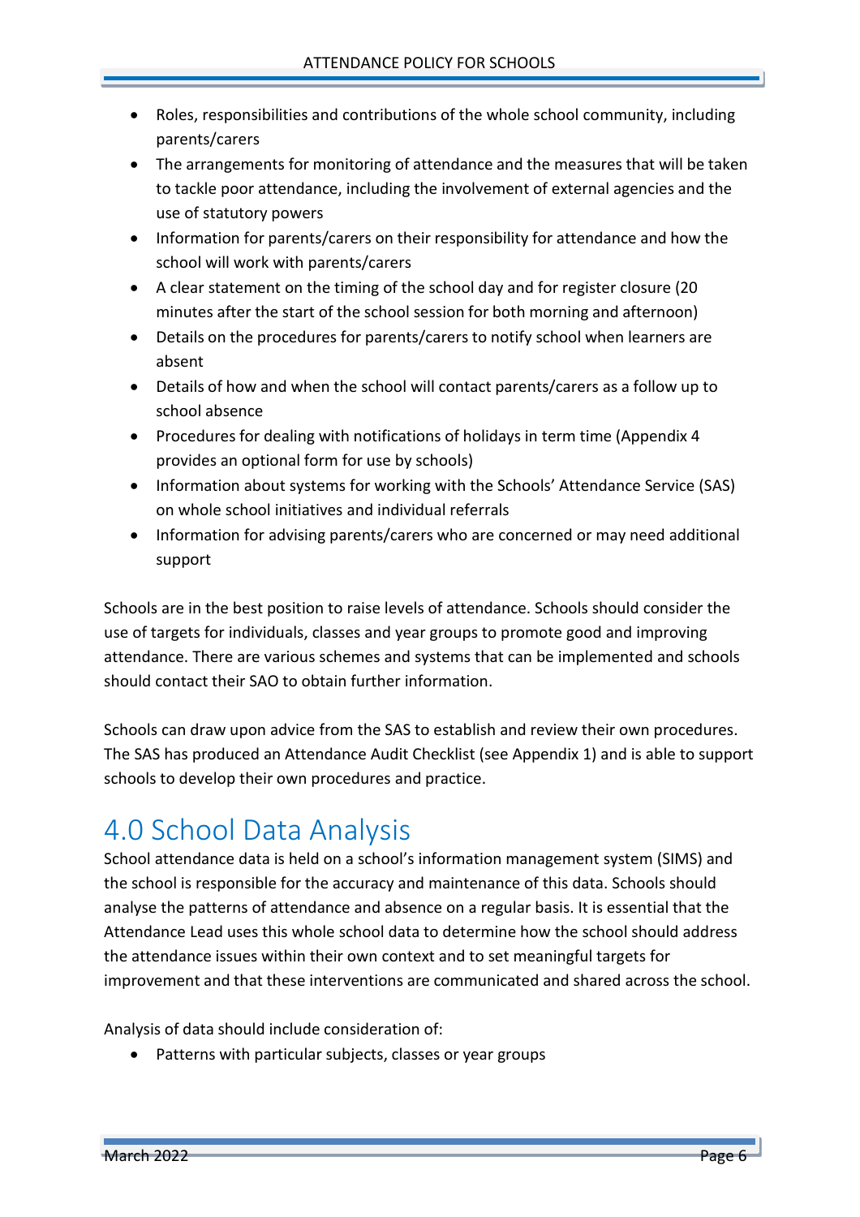- Roles, responsibilities and contributions of the whole school community, including parents/carers
- The arrangements for monitoring of attendance and the measures that will be taken to tackle poor attendance, including the involvement of external agencies and the use of statutory powers
- Information for parents/carers on their responsibility for attendance and how the school will work with parents/carers
- A clear statement on the timing of the school day and for register closure (20 minutes after the start of the school session for both morning and afternoon)
- Details on the procedures for parents/carers to notify school when learners are absent
- Details of how and when the school will contact parents/carers as a follow up to school absence
- Procedures for dealing with notifications of holidays in term time (Appendix 4 provides an optional form for use by schools)
- Information about systems for working with the Schools' Attendance Service (SAS) on whole school initiatives and individual referrals
- Information for advising parents/carers who are concerned or may need additional support

Schools are in the best position to raise levels of attendance. Schools should consider the use of targets for individuals, classes and year groups to promote good and improving attendance. There are various schemes and systems that can be implemented and schools should contact their SAO to obtain further information.

Schools can draw upon advice from the SAS to establish and review their own procedures. The SAS has produced an Attendance Audit Checklist (see Appendix 1) and is able to support schools to develop their own procedures and practice.

# 4.0 School Data Analysis

School attendance data is held on a school's information management system (SIMS) and the school is responsible for the accuracy and maintenance of this data. Schools should analyse the patterns of attendance and absence on a regular basis. It is essential that the Attendance Lead uses this whole school data to determine how the school should address the attendance issues within their own context and to set meaningful targets for improvement and that these interventions are communicated and shared across the school.

Analysis of data should include consideration of:

- Patterns with particular subjects, classes or year groups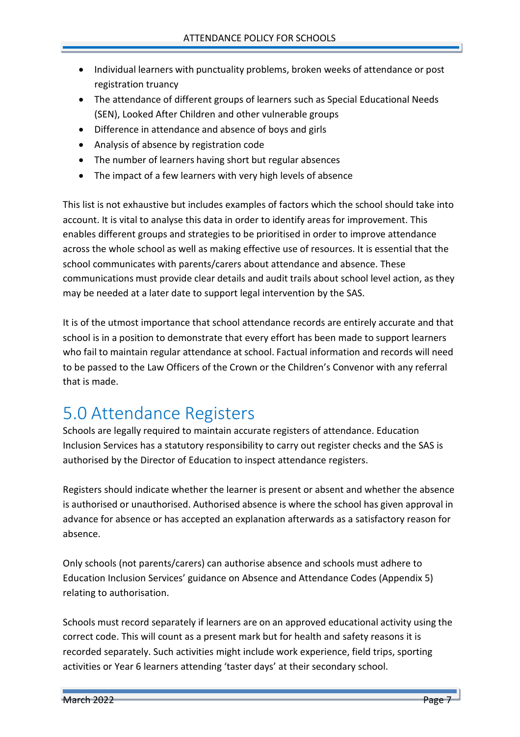- Individual learners with punctuality problems, broken weeks of attendance or post registration truancy
- The attendance of different groups of learners such as Special Educational Needs (SEN), Looked After Children and other vulnerable groups
- Difference in attendance and absence of boys and girls
- Analysis of absence by registration code
- The number of learners having short but regular absences
- The impact of a few learners with very high levels of absence

This list is not exhaustive but includes examples of factors which the school should take into account. It is vital to analyse this data in order to identify areas for improvement. This enables different groups and strategies to be prioritised in order to improve attendance across the whole school as well as making effective use of resources. It is essential that the school communicates with parents/carers about attendance and absence. These communications must provide clear details and audit trails about school level action, as they may be needed at a later date to support legal intervention by the SAS.

It is of the utmost importance that school attendance records are entirely accurate and that school is in a position to demonstrate that every effort has been made to support learners who fail to maintain regular attendance at school. Factual information and records will need to be passed to the Law Officers of the Crown or the Children's Convenor with any referral that is made.

# 5.0 Attendance Registers

Schools are legally required to maintain accurate registers of attendance. Education Inclusion Services has a statutory responsibility to carry out register checks and the SAS is authorised by the Director of Education to inspect attendance registers.

Registers should indicate whether the learner is present or absent and whether the absence is authorised or unauthorised. Authorised absence is where the school has given approval in advance for absence or has accepted an explanation afterwards as a satisfactory reason for absence.

Only schools (not parents/carers) can authorise absence and schools must adhere to Education Inclusion Services' guidance on Absence and Attendance Codes (Appendix 5) relating to authorisation.

Schools must record separately if learners are on an approved educational activity using the correct code. This will count as a present mark but for health and safety reasons it is recorded separately. Such activities might include work experience, field trips, sporting activities or Year 6 learners attending 'taster days' at their secondary school.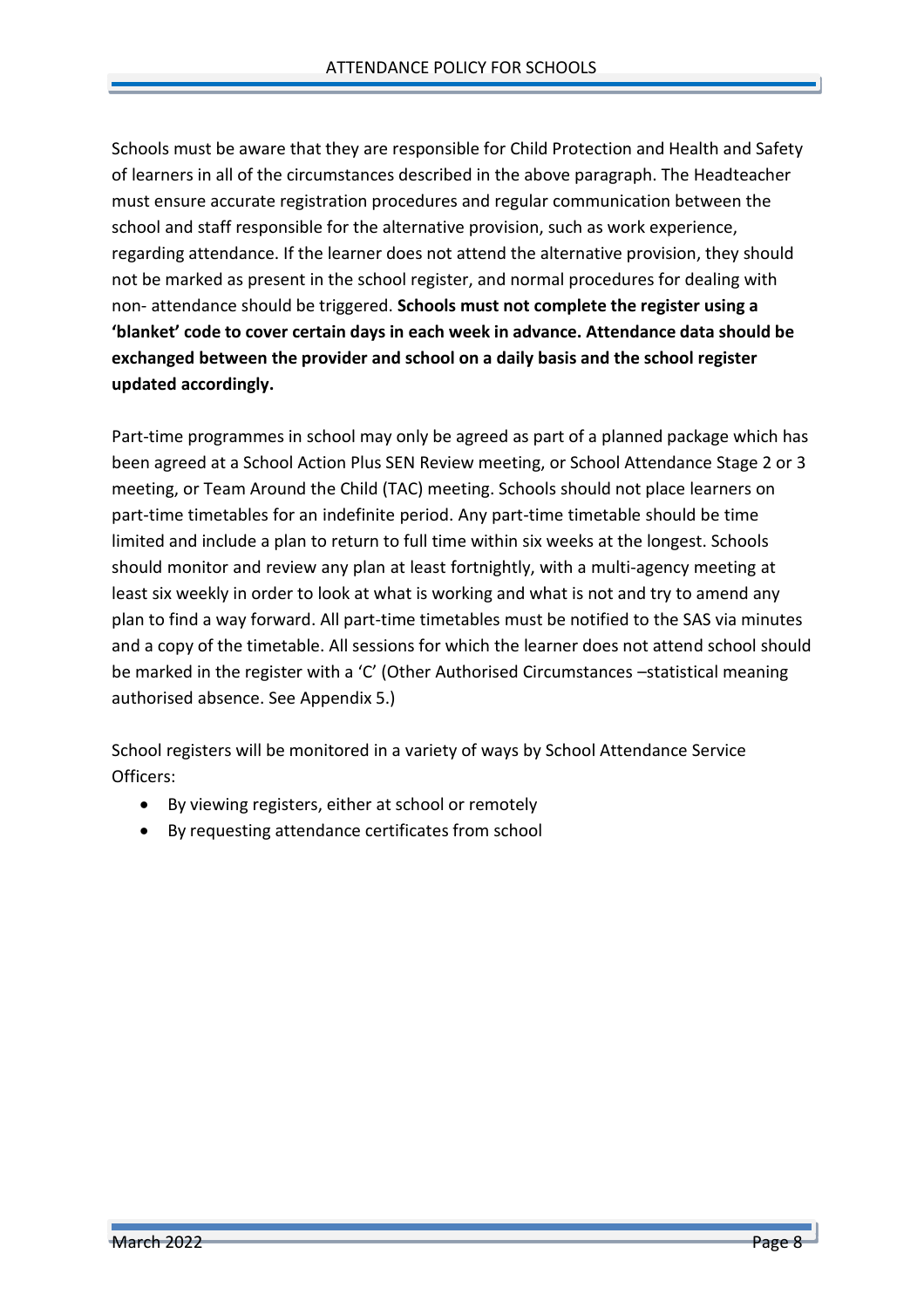Schools must be aware that they are responsible for Child Protection and Health and Safety of learners in all of the circumstances described in the above paragraph. The Headteacher must ensure accurate registration procedures and regular communication between the school and staff responsible for the alternative provision, such as work experience, regarding attendance. If the learner does not attend the alternative provision, they should not be marked as present in the school register, and normal procedures for dealing with non- attendance should be triggered. **Schools must not complete the register using a 'blanket' code to cover certain days in each week in advance. Attendance data should be exchanged between the provider and school on a daily basis and the school register updated accordingly.**

Part-time programmes in school may only be agreed as part of a planned package which has been agreed at a School Action Plus SEN Review meeting, or School Attendance Stage 2 or 3 meeting, or Team Around the Child (TAC) meeting. Schools should not place learners on part-time timetables for an indefinite period. Any part-time timetable should be time limited and include a plan to return to full time within six weeks at the longest. Schools should monitor and review any plan at least fortnightly, with a multi-agency meeting at least six weekly in order to look at what is working and what is not and try to amend any plan to find a way forward. All part-time timetables must be notified to the SAS via minutes and a copy of the timetable. All sessions for which the learner does not attend school should be marked in the register with a 'C' (Other Authorised Circumstances –statistical meaning authorised absence. See Appendix 5.)

School registers will be monitored in a variety of ways by School Attendance Service Officers:

- By viewing registers, either at school or remotely
- By requesting attendance certificates from school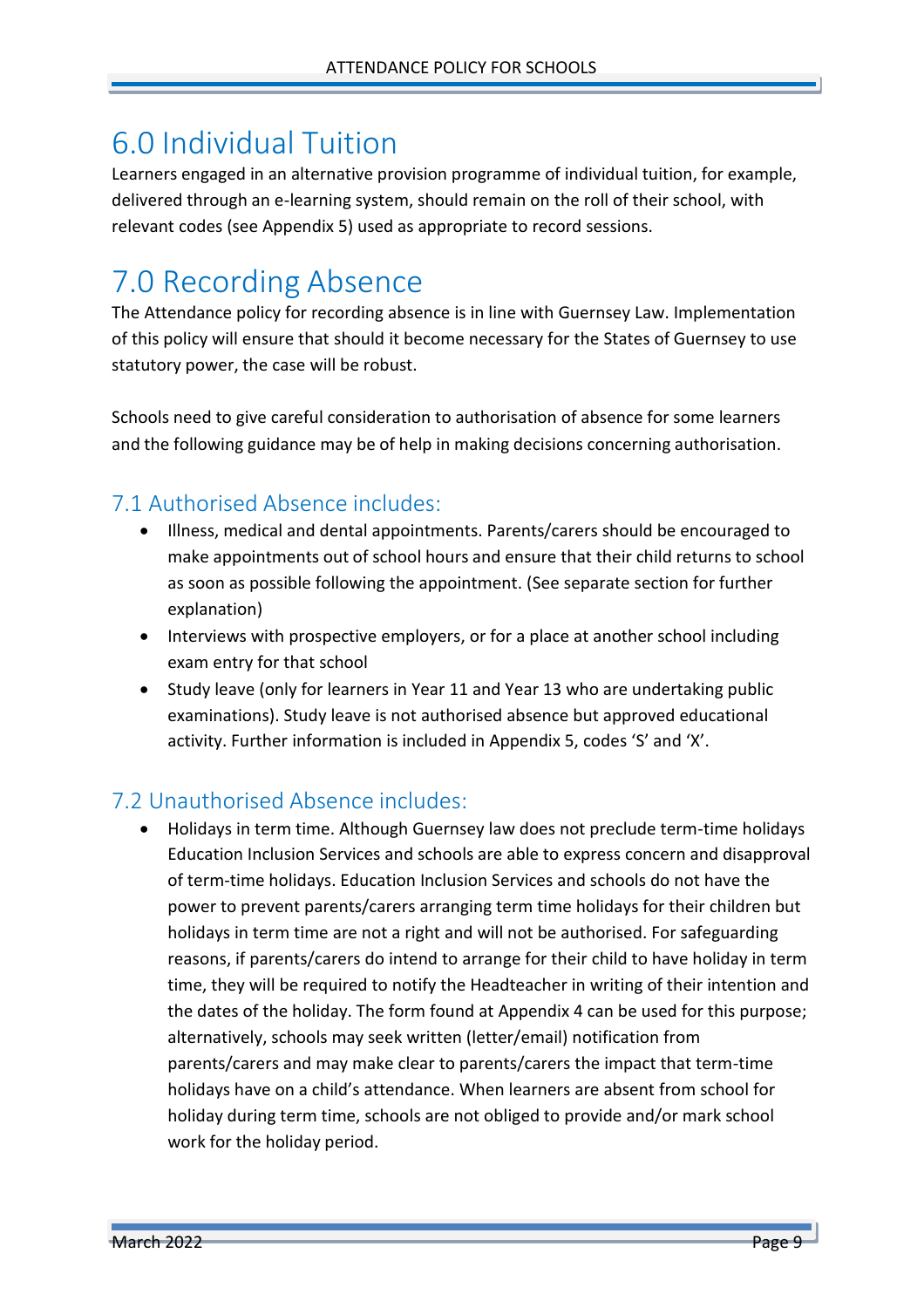# 6.0 Individual Tuition

Learners engaged in an alternative provision programme of individual tuition, for example, delivered through an e-learning system, should remain on the roll of their school, with relevant codes (see Appendix 5) used as appropriate to record sessions.

# 7.0 Recording Absence

The Attendance policy for recording absence is in line with Guernsey Law. Implementation of this policy will ensure that should it become necessary for the States of Guernsey to use statutory power, the case will be robust.

Schools need to give careful consideration to authorisation of absence for some learners and the following guidance may be of help in making decisions concerning authorisation.

## 7.1 Authorised Absence includes:

- Illness, medical and dental appointments. Parents/carers should be encouraged to make appointments out of school hours and ensure that their child returns to school as soon as possible following the appointment. (See separate section for further explanation)
- Interviews with prospective employers, or for a place at another school including exam entry for that school
- Study leave (only for learners in Year 11 and Year 13 who are undertaking public examinations). Study leave is not authorised absence but approved educational activity. Further information is included in Appendix 5, codes 'S' and 'X'.

## 7.2 Unauthorised Absence includes:

- Holidays in term time. Although Guernsey law does not preclude term-time holidays Education Inclusion Services and schools are able to express concern and disapproval of term-time holidays. Education Inclusion Services and schools do not have the power to prevent parents/carers arranging term time holidays for their children but holidays in term time are not a right and will not be authorised. For safeguarding reasons, if parents/carers do intend to arrange for their child to have holiday in term time, they will be required to notify the Headteacher in writing of their intention and the dates of the holiday. The form found at Appendix 4 can be used for this purpose; alternatively, schools may seek written (letter/email) notification from parents/carers and may make clear to parents/carers the impact that term-time holidays have on a child's attendance. When learners are absent from school for holiday during term time, schools are not obliged to provide and/or mark school work for the holiday period.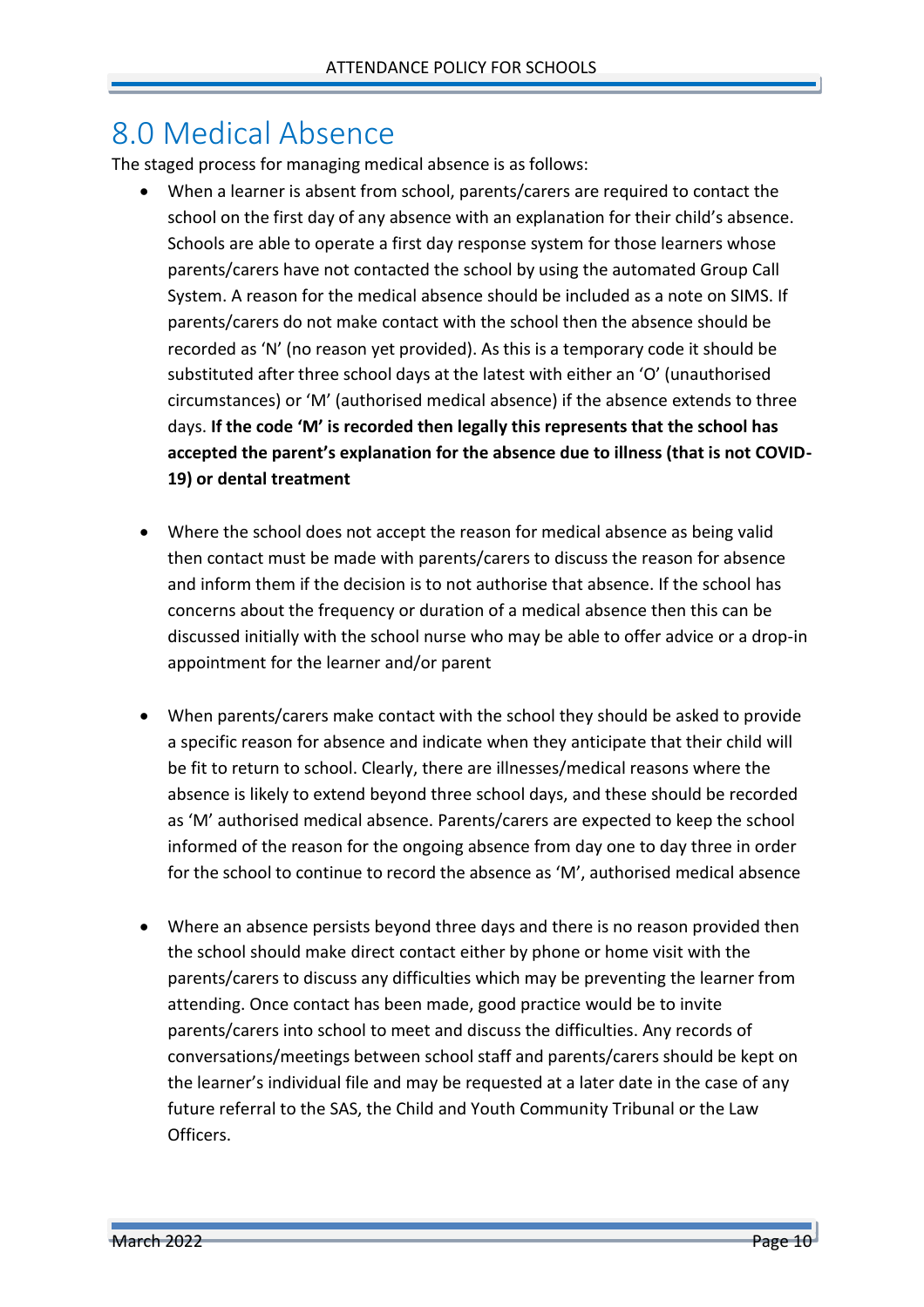# 8.0 Medical Absence

The staged process for managing medical absence is as follows:

- When a learner is absent from school, parents/carers are required to contact the school on the first day of any absence with an explanation for their child's absence. Schools are able to operate a first day response system for those learners whose parents/carers have not contacted the school by using the automated Group Call System. A reason for the medical absence should be included as a note on SIMS. If parents/carers do not make contact with the school then the absence should be recorded as 'N' (no reason yet provided). As this is a temporary code it should be substituted after three school days at the latest with either an 'O' (unauthorised circumstances) or 'M' (authorised medical absence) if the absence extends to three days. **If the code 'M' is recorded then legally this represents that the school has accepted the parent's explanation for the absence due to illness (that is not COVID-19) or dental treatment**

- Where the school does not accept the reason for medical absence as being valid then contact must be made with parents/carers to discuss the reason for absence and inform them if the decision is to not authorise that absence. If the school has concerns about the frequency or duration of a medical absence then this can be discussed initially with the school nurse who may be able to offer advice or a drop-in appointment for the learner and/or parent

- When parents/carers make contact with the school they should be asked to provide a specific reason for absence and indicate when they anticipate that their child will be fit to return to school. Clearly, there are illnesses/medical reasons where the absence is likely to extend beyond three school days, and these should be recorded as 'M' authorised medical absence. Parents/carers are expected to keep the school informed of the reason for the ongoing absence from day one to day three in order for the school to continue to record the absence as 'M', authorised medical absence

- Where an absence persists beyond three days and there is no reason provided then the school should make direct contact either by phone or home visit with the parents/carers to discuss any difficulties which may be preventing the learner from attending. Once contact has been made, good practice would be to invite parents/carers into school to meet and discuss the difficulties. Any records of conversations/meetings between school staff and parents/carers should be kept on the learner's individual file and may be requested at a later date in the case of any future referral to the SAS, the Child and Youth Community Tribunal or the Law Officers.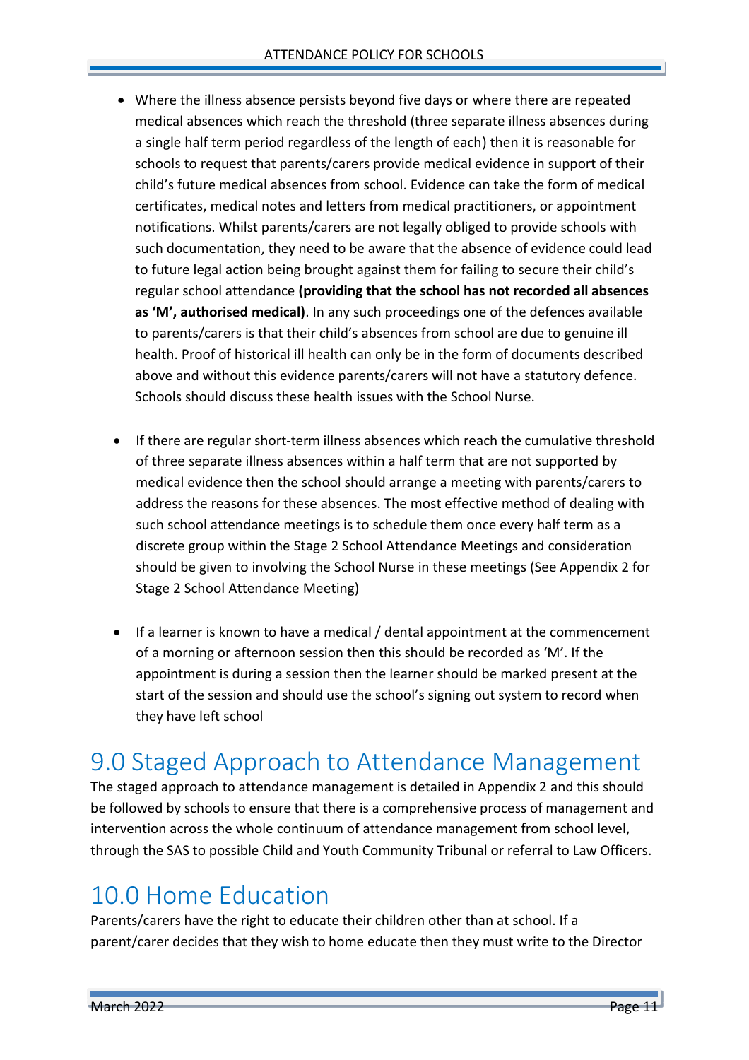- Where the illness absence persists beyond five days or where there are repeated medical absences which reach the threshold (three separate illness absences during a single half term period regardless of the length of each) then it is reasonable for schools to request that parents/carers provide medical evidence in support of their child's future medical absences from school. Evidence can take the form of medical certificates, medical notes and letters from medical practitioners, or appointment notifications. Whilst parents/carers are not legally obliged to provide schools with such documentation, they need to be aware that the absence of evidence could lead to future legal action being brought against them for failing to secure their child's regular school attendance **(providing that the school has not recorded all absences as 'M', authorised medical)**. In any such proceedings one of the defences available to parents/carers is that their child's absences from school are due to genuine ill health. Proof of historical ill health can only be in the form of documents described above and without this evidence parents/carers will not have a statutory defence. Schools should discuss these health issues with the School Nurse.

- If there are regular short-term illness absences which reach the cumulative threshold of three separate illness absences within a half term that are not supported by medical evidence then the school should arrange a meeting with parents/carers to address the reasons for these absences. The most effective method of dealing with such school attendance meetings is to schedule them once every half term as a discrete group within the Stage 2 School Attendance Meetings and consideration should be given to involving the School Nurse in these meetings (See Appendix 2 for Stage 2 School Attendance Meeting)

- If a learner is known to have a medical / dental appointment at the commencement of a morning or afternoon session then this should be recorded as 'M'. If the appointment is during a session then the learner should be marked present at the start of the session and should use the school's signing out system to record when they have left school

# 9.0 Staged Approach to Attendance Management

The staged approach to attendance management is detailed in Appendix 2 and this should be followed by schools to ensure that there is a comprehensive process of management and intervention across the whole continuum of attendance management from school level, through the SAS to possible Child and Youth Community Tribunal or referral to Law Officers.

# 10.0 Home Education

Parents/carers have the right to educate their children other than at school. If a parent/carer decides that they wish to home educate then they must write to the Director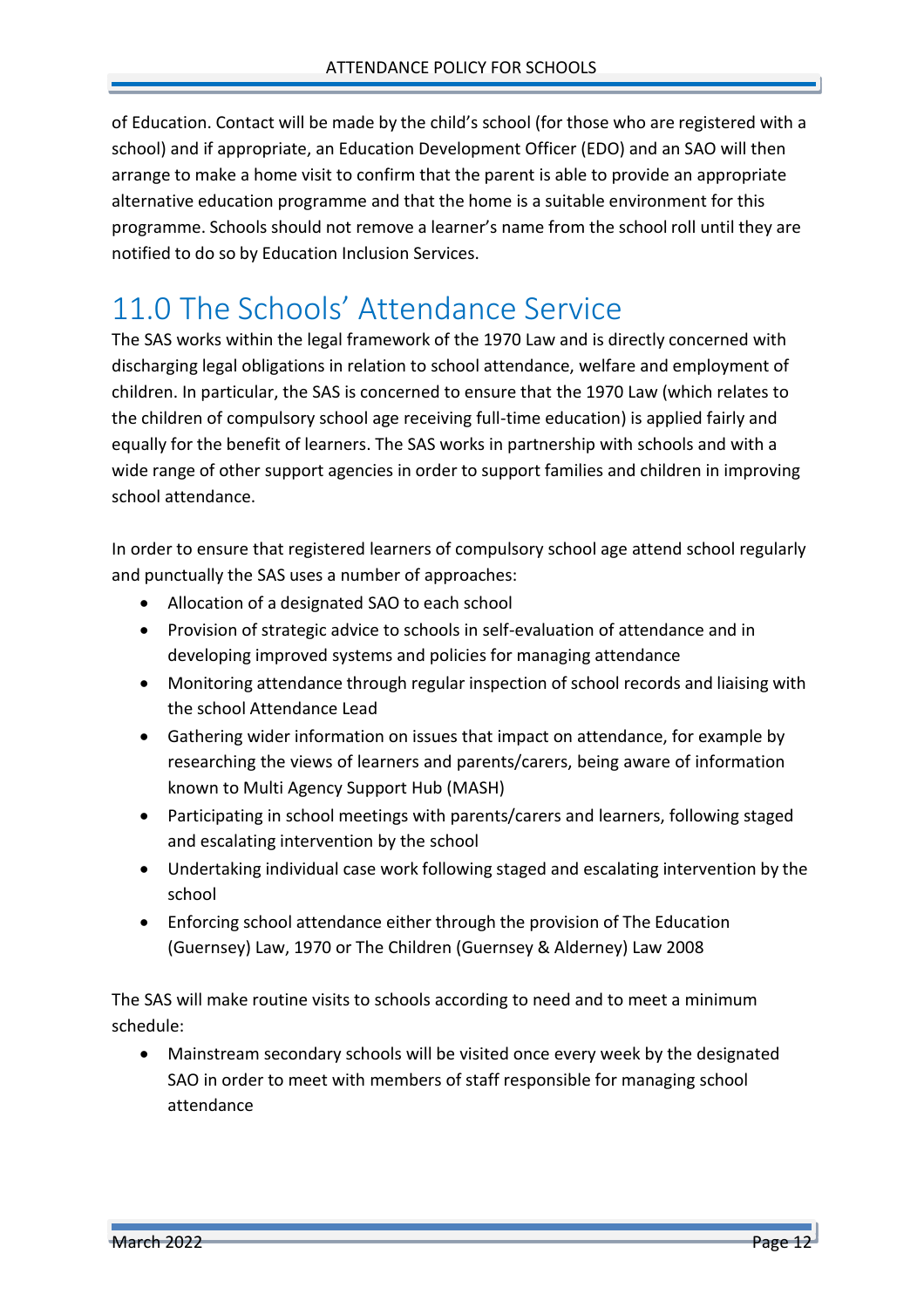of Education. Contact will be made by the child's school (for those who are registered with a school) and if appropriate, an Education Development Officer (EDO) and an SAO will then arrange to make a home visit to confirm that the parent is able to provide an appropriate alternative education programme and that the home is a suitable environment for this programme. Schools should not remove a learner's name from the school roll until they are notified to do so by Education Inclusion Services.

# 11.0 The Schools' Attendance Service

The SAS works within the legal framework of the 1970 Law and is directly concerned with discharging legal obligations in relation to school attendance, welfare and employment of children. In particular, the SAS is concerned to ensure that the 1970 Law (which relates to the children of compulsory school age receiving full-time education) is applied fairly and equally for the benefit of learners. The SAS works in partnership with schools and with a wide range of other support agencies in order to support families and children in improving school attendance.

In order to ensure that registered learners of compulsory school age attend school regularly and punctually the SAS uses a number of approaches:

- Allocation of a designated SAO to each school
- Provision of strategic advice to schools in self-evaluation of attendance and in developing improved systems and policies for managing attendance
- Monitoring attendance through regular inspection of school records and liaising with the school Attendance Lead
- Gathering wider information on issues that impact on attendance, for example by researching the views of learners and parents/carers, being aware of information known to Multi Agency Support Hub (MASH)
- Participating in school meetings with parents/carers and learners, following staged and escalating intervention by the school
- Undertaking individual case work following staged and escalating intervention by the school
- Enforcing school attendance either through the provision of The Education (Guernsey) Law, 1970 or The Children (Guernsey & Alderney) Law 2008

The SAS will make routine visits to schools according to need and to meet a minimum schedule:

- Mainstream secondary schools will be visited once every week by the designated SAO in order to meet with members of staff responsible for managing school attendance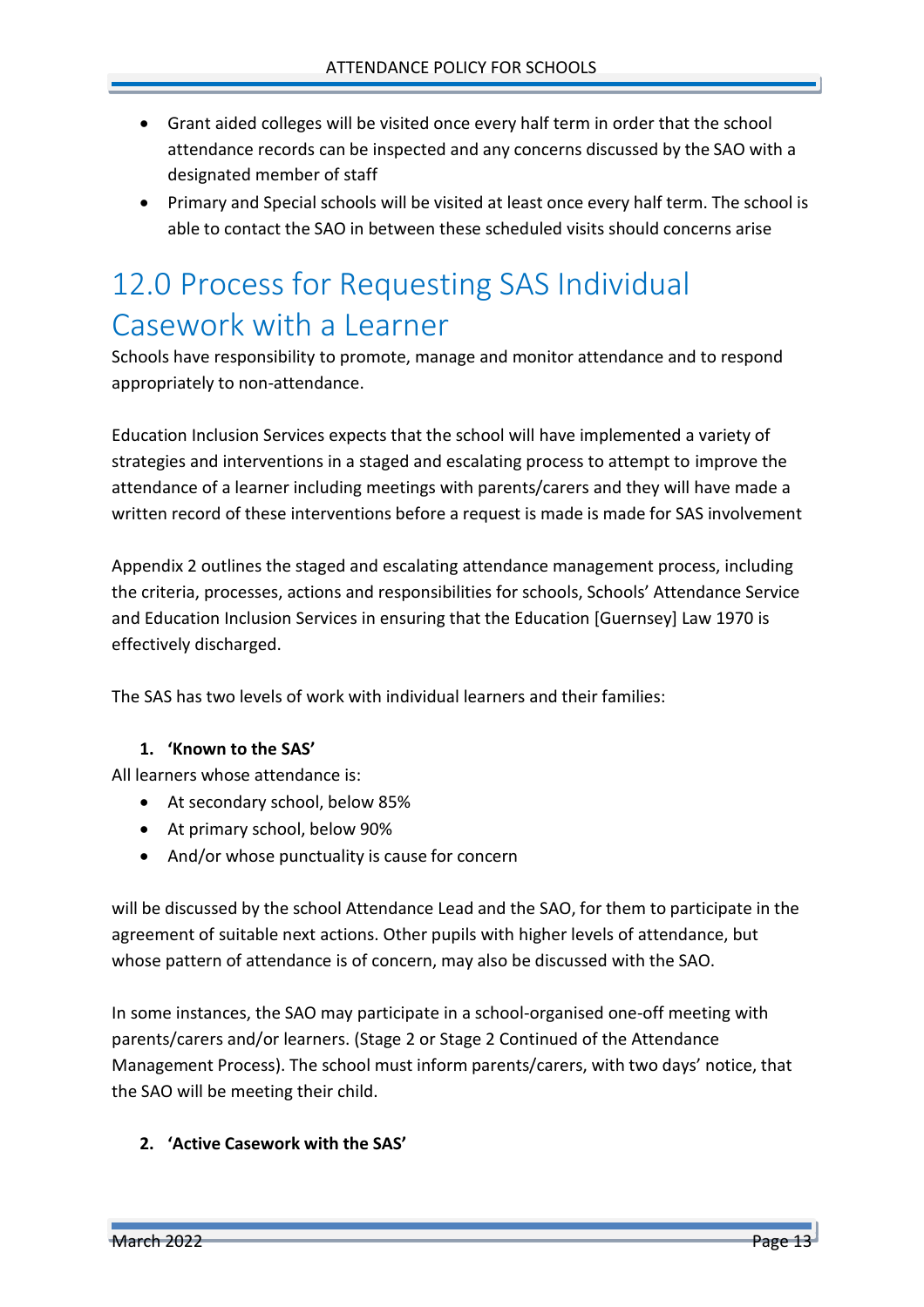- Grant aided colleges will be visited once every half term in order that the school attendance records can be inspected and any concerns discussed by the SAO with a designated member of staff
- Primary and Special schools will be visited at least once every half term. The school is able to contact the SAO in between these scheduled visits should concerns arise

# 12.0 Process for Requesting SAS Individual Casework with a Learner

Schools have responsibility to promote, manage and monitor attendance and to respond appropriately to non-attendance.

Education Inclusion Services expects that the school will have implemented a variety of strategies and interventions in a staged and escalating process to attempt to improve the attendance of a learner including meetings with parents/carers and they will have made a written record of these interventions before a request is made is made for SAS involvement

Appendix 2 outlines the staged and escalating attendance management process, including the criteria, processes, actions and responsibilities for schools, Schools' Attendance Service and Education Inclusion Services in ensuring that the Education [Guernsey] Law 1970 is effectively discharged.

The SAS has two levels of work with individual learners and their families:

1. **'Known to the SAS'**

All learners whose attendance is:

- At secondary school, below 85%
- At primary school, below 90%
- And/or whose punctuality is cause for concern

will be discussed by the school Attendance Lead and the SAO, for them to participate in the agreement of suitable next actions. Other pupils with higher levels of attendance, but whose pattern of attendance is of concern, may also be discussed with the SAO.

In some instances, the SAO may participate in a school-organised one-off meeting with parents/carers and/or learners. (Stage 2 or Stage 2 Continued of the Attendance Management Process). The school must inform parents/carers, with two days' notice, that the SAO will be meeting their child.

2. **'Active Casework with the SAS'**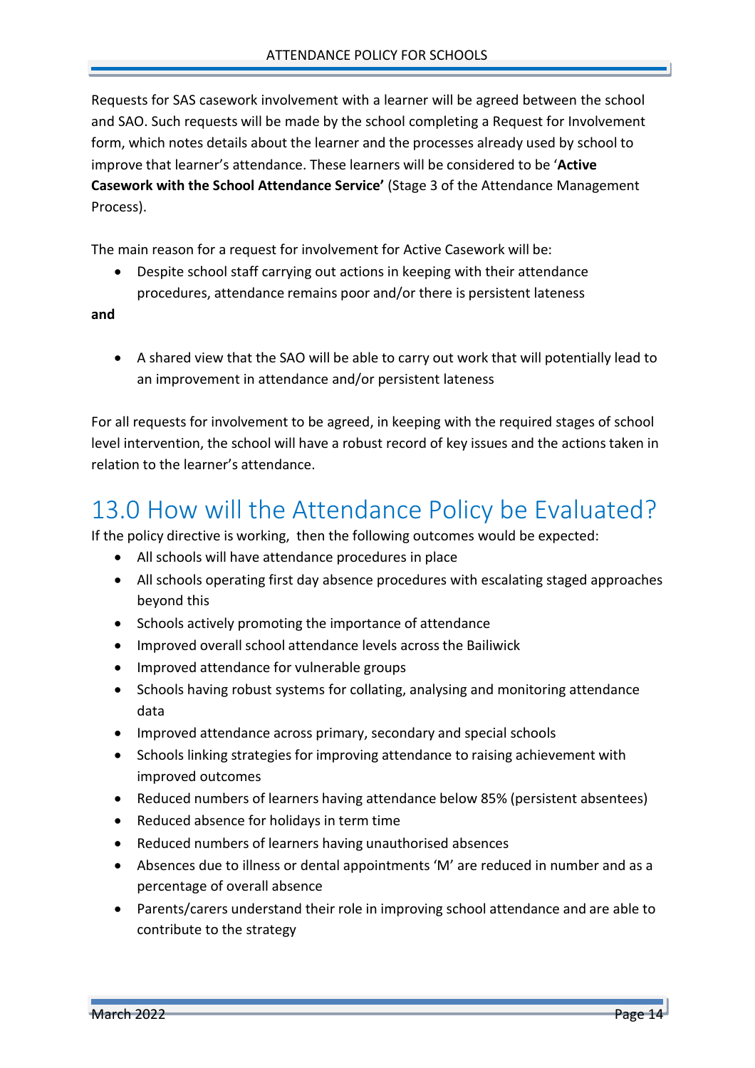Requests for SAS casework involvement with a learner will be agreed between the school and SAO. Such requests will be made by the school completing a Request for Involvement form, which notes details about the learner and the processes already used by school to improve that learner's attendance. These learners will be considered to be '**Active Casework with the School Attendance Service'** (Stage 3 of the Attendance Management Process).

The main reason for a request for involvement for Active Casework will be:

- Despite school staff carrying out actions in keeping with their attendance procedures, attendance remains poor and/or there is persistent lateness

**and**

- A shared view that the SAO will be able to carry out work that will potentially lead to an improvement in attendance and/or persistent lateness

For all requests for involvement to be agreed, in keeping with the required stages of school level intervention, the school will have a robust record of key issues and the actions taken in relation to the learner's attendance.

# 13.0 How will the Attendance Policy be Evaluated?

If the policy directive is working, then the following outcomes would be expected:

- All schools will have attendance procedures in place
- All schools operating first day absence procedures with escalating staged approaches beyond this
- Schools actively promoting the importance of attendance
- Improved overall school attendance levels across the Bailiwick
- Improved attendance for vulnerable groups
- Schools having robust systems for collating, analysing and monitoring attendance data
- Improved attendance across primary, secondary and special schools
- Schools linking strategies for improving attendance to raising achievement with improved outcomes
- Reduced numbers of learners having attendance below 85% (persistent absentees)
- Reduced absence for holidays in term time
- Reduced numbers of learners having unauthorised absences
- Absences due to illness or dental appointments 'M' are reduced in number and as a percentage of overall absence
- Parents/carers understand their role in improving school attendance and are able to contribute to the strategy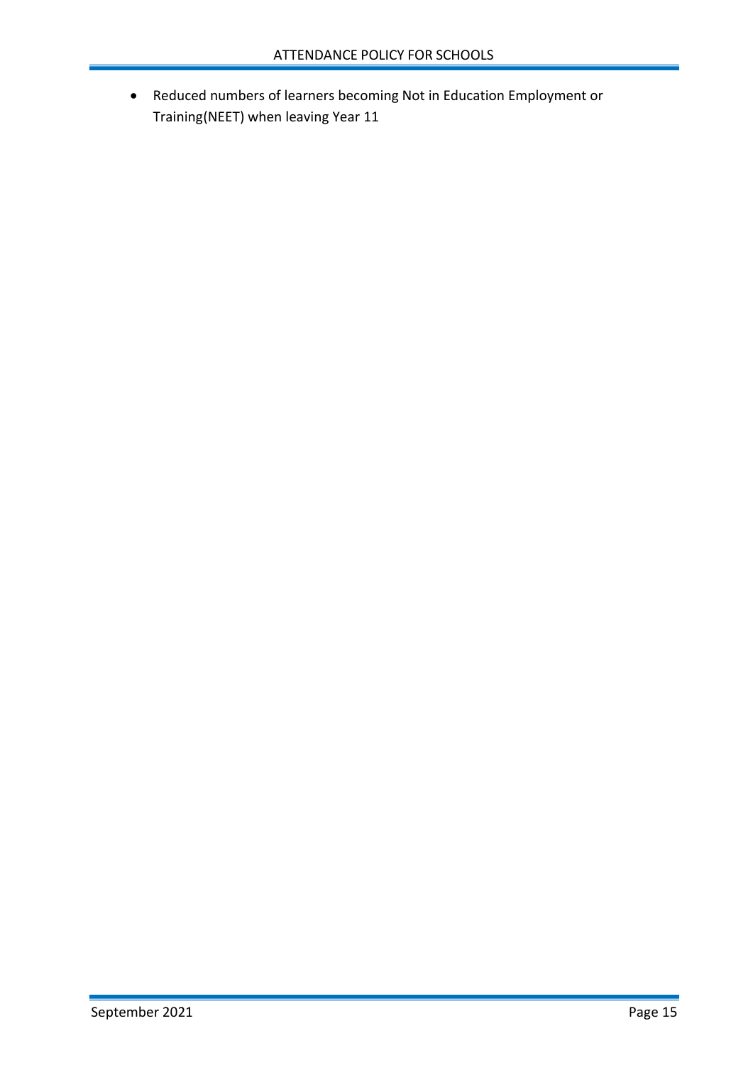- Reduced numbers of learners becoming Not in Education Employment or Training(NEET) when leaving Year 11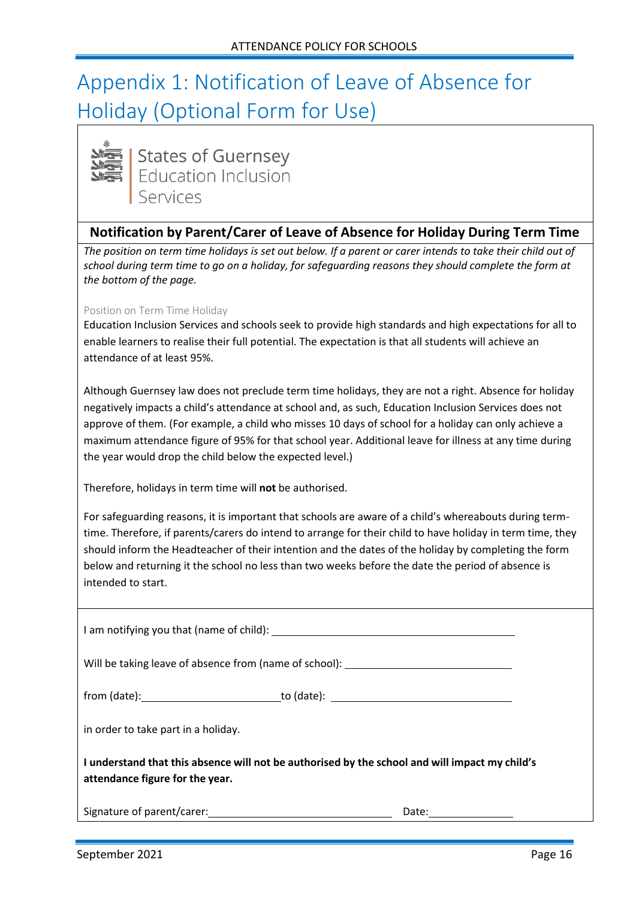# Appendix 1: Notification of Leave of Absence for Holiday (Optional Form for Use)

States of Guernsey
Education Inclusion
Services

## Notification by Parent/Carer of Leave of Absence for Holiday During Term Time

*The position on term time holidays is set out below. If a parent or carer intends to take their child out of school during term time to go on a holiday, for safeguarding reasons they should complete the form at the bottom of the page.*

Position on Term Time Holiday

Education Inclusion Services and schools seek to provide high standards and high expectations for all to enable learners to realise their full potential. The expectation is that all students will achieve an attendance of at least 95%.

Although Guernsey law does not preclude term time holidays, they are not a right. Absence for holiday negatively impacts a child's attendance at school and, as such, Education Inclusion Services does not approve of them. (For example, a child who misses 10 days of school for a holiday can only achieve a maximum attendance figure of 95% for that school year. Additional leave for illness at any time during the year would drop the child below the expected level.)

Therefore, holidays in term time will **not** be authorised.

For safeguarding reasons, it is important that schools are aware of a child's whereabouts during term-time. Therefore, if parents/carers do intend to arrange for their child to have holiday in term time, they should inform the Headteacher of their intention and the dates of the holiday by completing the form below and returning it the school no less than two weeks before the date the period of absence is intended to start.

I am notifying you that (name of child): ____________________________________________

Will be taking leave of absence from (name of school): ____________________________

from (date): ________________________ to (date): ________________________________

in order to take part in a holiday.

**I understand that this absence will not be authorised by the school and will impact my child's attendance figure for the year.**

Signature of parent/carer: ________________________________ Date: _______________